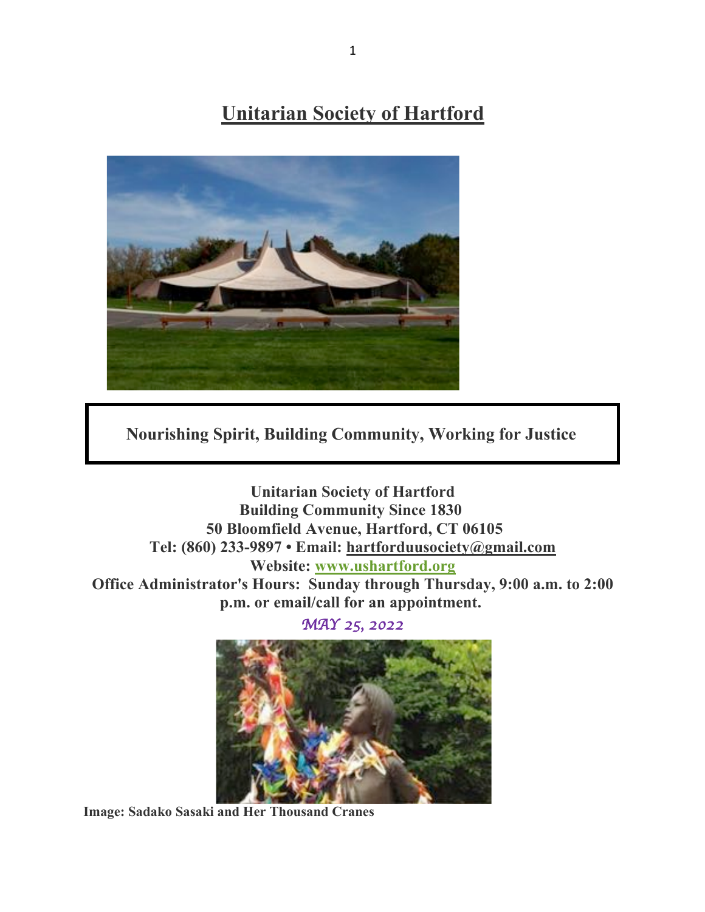# Unitarian Society of Hartford

**Nourishing Spirit, Building Community, Working for Justice**

**Unitarian Society of Hartford**
**Building Community Since 1830**
**50 Bloomfield Avenue, Hartford, CT 06105**
**Tel: (860) 233-9897 • Email: hartforduusociety@gmail.com**
**Website: www.ushartford.org**
**Office Administrator's Hours: Sunday through Thursday, 9:00 a.m. to 2:00 p.m. or email/call for an appointment.**

*MAY 25, 2022*

**Image: Sadako Sasaki and Her Thousand Cranes**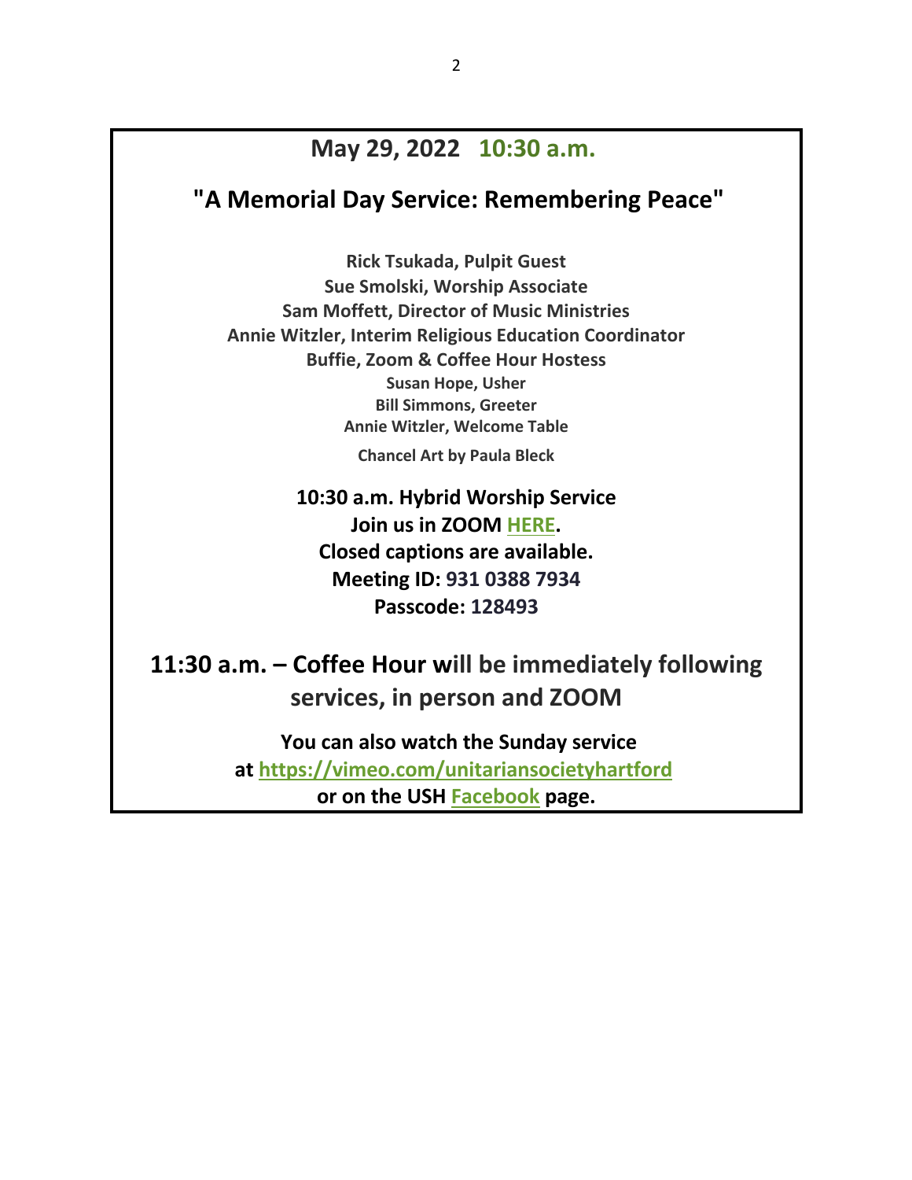## May 29, 2022 10:30 a.m.

## "A Memorial Day Service: Remembering Peace"

**Rick Tsukada, Pulpit Guest**
**Sue Smolski, Worship Associate**
**Sam Moffett, Director of Music Ministries**
**Annie Witzler, Interim Religious Education Coordinator**
**Buffie, Zoom & Coffee Hour Hostess**
**Susan Hope, Usher**
**Bill Simmons, Greeter**
**Annie Witzler, Welcome Table**

**Chancel Art by Paula Bleck**

**10:30 a.m. Hybrid Worship Service**
**Join us in ZOOM HERE.**
**Closed captions are available.**
**Meeting ID: 931 0388 7934**
**Passcode: 128493**

### 11:30 a.m. – Coffee Hour will be immediately following services, in person and ZOOM

**You can also watch the Sunday service at https://vimeo.com/unitariansocietyhartford or on the USH Facebook page.**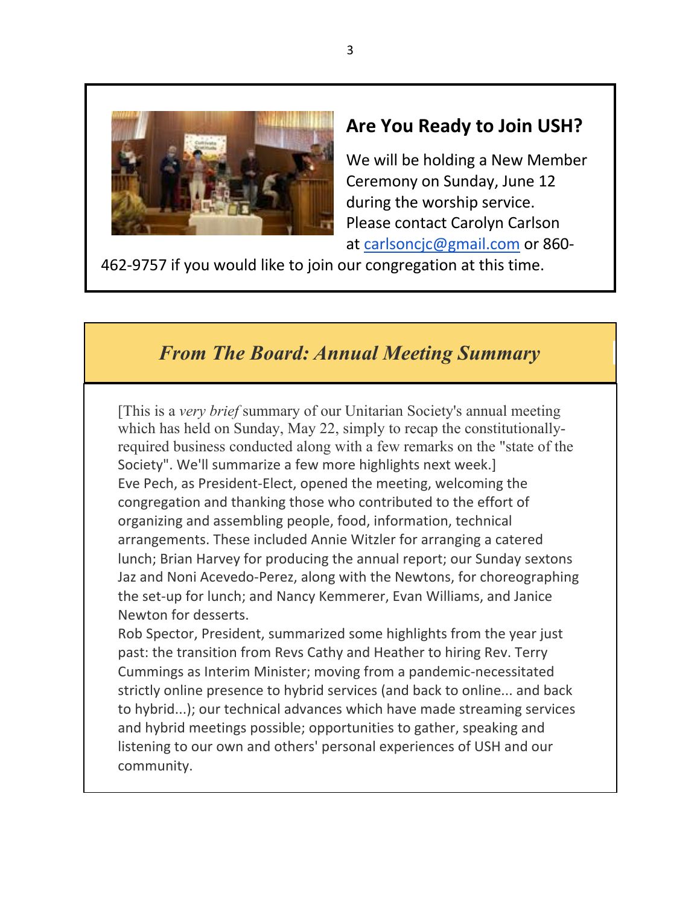## Are You Ready to Join USH?

We will be holding a New Member Ceremony on Sunday, June 12 during the worship service. Please contact Carolyn Carlson at carlsoncjc@gmail.com or 860-462-9757 if you would like to join our congregation at this time.

## *From The Board: Annual Meeting Summary*

[This is a *very brief* summary of our Unitarian Society's annual meeting which has held on Sunday, May 22, simply to recap the constitutionally-required business conducted along with a few remarks on the "state of the Society". We'll summarize a few more highlights next week.]

Eve Pech, as President-Elect, opened the meeting, welcoming the congregation and thanking those who contributed to the effort of organizing and assembling people, food, information, technical arrangements. These included Annie Witzler for arranging a catered lunch; Brian Harvey for producing the annual report; our Sunday sextons Jaz and Noni Acevedo-Perez, along with the Newtons, for choreographing the set-up for lunch; and Nancy Kemmerer, Evan Williams, and Janice Newton for desserts.

Rob Spector, President, summarized some highlights from the year just past: the transition from Revs Cathy and Heather to hiring Rev. Terry Cummings as Interim Minister; moving from a pandemic-necessitated strictly online presence to hybrid services (and back to online... and back to hybrid...); our technical advances which have made streaming services and hybrid meetings possible; opportunities to gather, speaking and listening to our own and others' personal experiences of USH and our community.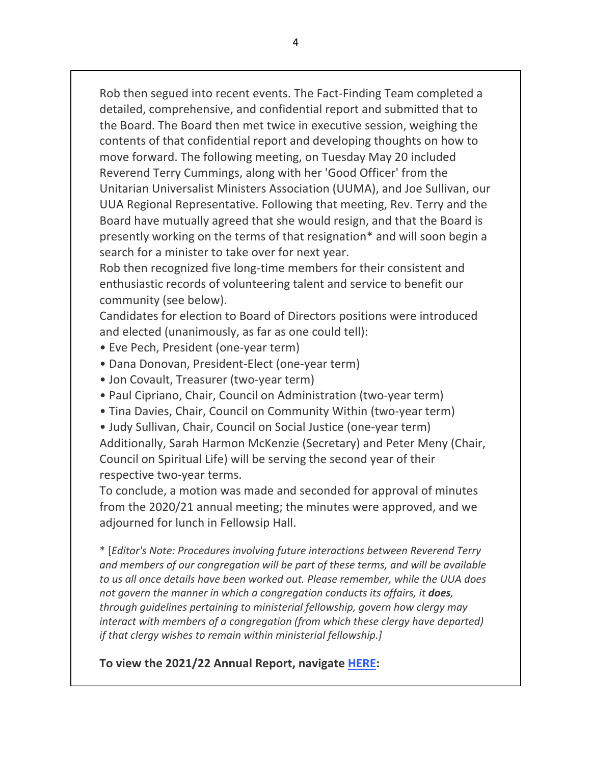Rob then segued into recent events. The Fact-Finding Team completed a detailed, comprehensive, and confidential report and submitted that to the Board. The Board then met twice in executive session, weighing the contents of that confidential report and developing thoughts on how to move forward. The following meeting, on Tuesday May 20 included Reverend Terry Cummings, along with her 'Good Officer' from the Unitarian Universalist Ministers Association (UUMA), and Joe Sullivan, our UUA Regional Representative. Following that meeting, Rev. Terry and the Board have mutually agreed that she would resign, and that the Board is presently working on the terms of that resignation* and will soon begin a search for a minister to take over for next year.

Rob then recognized five long-time members for their consistent and enthusiastic records of volunteering talent and service to benefit our community (see below).

Candidates for election to Board of Directors positions were introduced and elected (unanimously, as far as one could tell):

- Eve Pech, President (one-year term)
- Dana Donovan, President-Elect (one-year term)
- Jon Covault, Treasurer (two-year term)
- Paul Cipriano, Chair, Council on Administration (two-year term)
- Tina Davies, Chair, Council on Community Within (two-year term)
- Judy Sullivan, Chair, Council on Social Justice (one-year term)

Additionally, Sarah Harmon McKenzie (Secretary) and Peter Meny (Chair, Council on Spiritual Life) will be serving the second year of their respective two-year terms.

To conclude, a motion was made and seconded for approval of minutes from the 2020/21 annual meeting; the minutes were approved, and we adjourned for lunch in Fellowsip Hall.

* [*Editor's Note: Procedures involving future interactions between Reverend Terry and members of our congregation will be part of these terms, and will be available to us all once details have been worked out. Please remember, while the UUA does not govern the manner in which a congregation conducts its affairs, it **does**, through guidelines pertaining to ministerial fellowship, govern how clergy may interact with members of a congregation (from which these clergy have departed) if that clergy wishes to remain within ministerial fellowship.]*

**To view the 2021/22 Annual Report, navigate HERE:**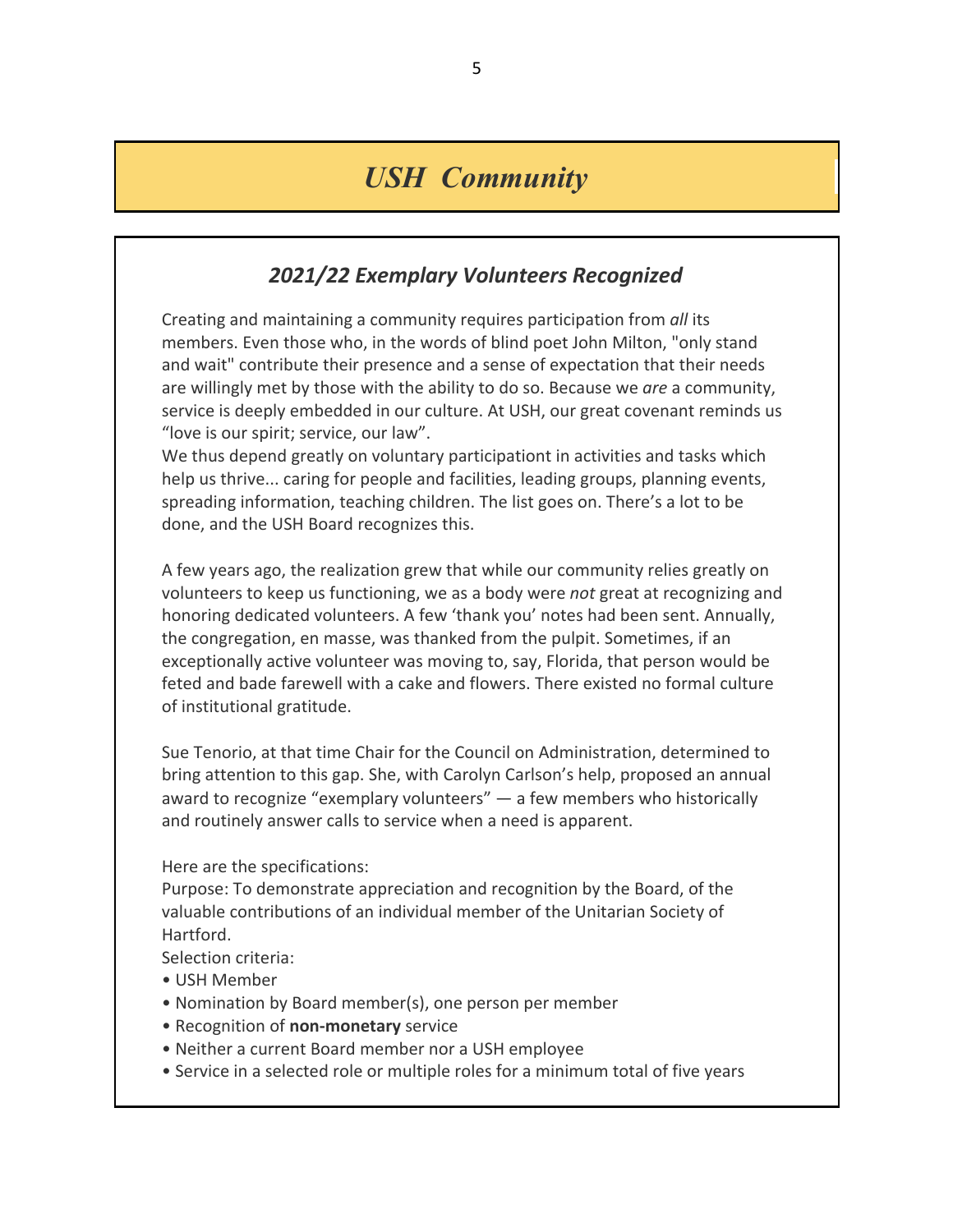# *USH Community*

## *2021/22 Exemplary Volunteers Recognized*

Creating and maintaining a community requires participation from *all* its members. Even those who, in the words of blind poet John Milton, "only stand and wait" contribute their presence and a sense of expectation that their needs are willingly met by those with the ability to do so. Because we *are* a community, service is deeply embedded in our culture. At USH, our great covenant reminds us "love is our spirit; service, our law".

We thus depend greatly on voluntary participationt in activities and tasks which help us thrive... caring for people and facilities, leading groups, planning events, spreading information, teaching children. The list goes on. There's a lot to be done, and the USH Board recognizes this.

A few years ago, the realization grew that while our community relies greatly on volunteers to keep us functioning, we as a body were *not* great at recognizing and honoring dedicated volunteers. A few 'thank you' notes had been sent. Annually, the congregation, en masse, was thanked from the pulpit. Sometimes, if an exceptionally active volunteer was moving to, say, Florida, that person would be feted and bade farewell with a cake and flowers. There existed no formal culture of institutional gratitude.

Sue Tenorio, at that time Chair for the Council on Administration, determined to bring attention to this gap. She, with Carolyn Carlson's help, proposed an annual award to recognize "exemplary volunteers" — a few members who historically and routinely answer calls to service when a need is apparent.

Here are the specifications:

Purpose: To demonstrate appreciation and recognition by the Board, of the valuable contributions of an individual member of the Unitarian Society of Hartford.

Selection criteria:

- USH Member
- Nomination by Board member(s), one person per member
- Recognition of **non-monetary** service
- Neither a current Board member nor a USH employee
- Service in a selected role or multiple roles for a minimum total of five years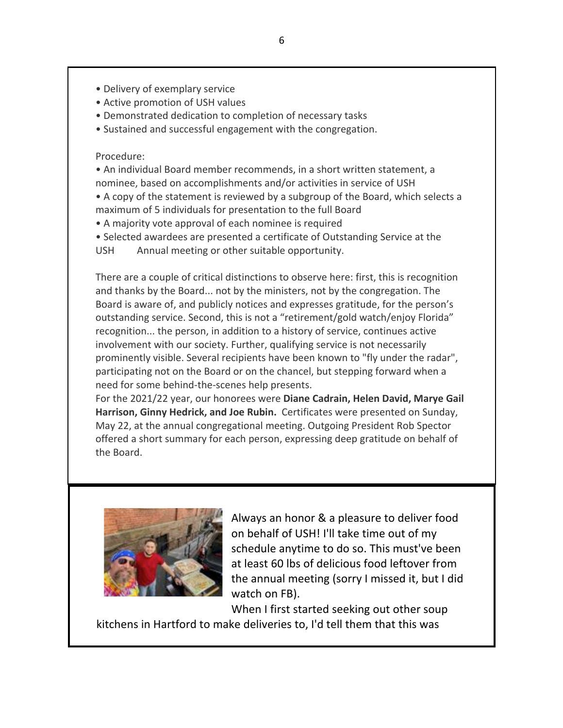- Delivery of exemplary service
- Active promotion of USH values
- Demonstrated dedication to completion of necessary tasks
- Sustained and successful engagement with the congregation.

Procedure:

- An individual Board member recommends, in a short written statement, a nominee, based on accomplishments and/or activities in service of USH
- A copy of the statement is reviewed by a subgroup of the Board, which selects a maximum of 5 individuals for presentation to the full Board
- A majority vote approval of each nominee is required
- Selected awardees are presented a certificate of Outstanding Service at the USH Annual meeting or other suitable opportunity.

There are a couple of critical distinctions to observe here: first, this is recognition and thanks by the Board... not by the ministers, not by the congregation. The Board is aware of, and publicly notices and expresses gratitude, for the person's outstanding service. Second, this is not a "retirement/gold watch/enjoy Florida" recognition... the person, in addition to a history of service, continues active involvement with our society. Further, qualifying service is not necessarily prominently visible. Several recipients have been known to "fly under the radar", participating not on the Board or on the chancel, but stepping forward when a need for some behind-the-scenes help presents.

For the 2021/22 year, our honorees were **Diane Cadrain, Helen David, Marye Gail Harrison, Ginny Hedrick, and Joe Rubin.** Certificates were presented on Sunday, May 22, at the annual congregational meeting. Outgoing President Rob Spector offered a short summary for each person, expressing deep gratitude on behalf of the Board.

Always an honor & a pleasure to deliver food on behalf of USH! I'll take time out of my schedule anytime to do so. This must've been at least 60 lbs of delicious food leftover from the annual meeting (sorry I missed it, but I did watch on FB).

When I first started seeking out other soup kitchens in Hartford to make deliveries to, I'd tell them that this was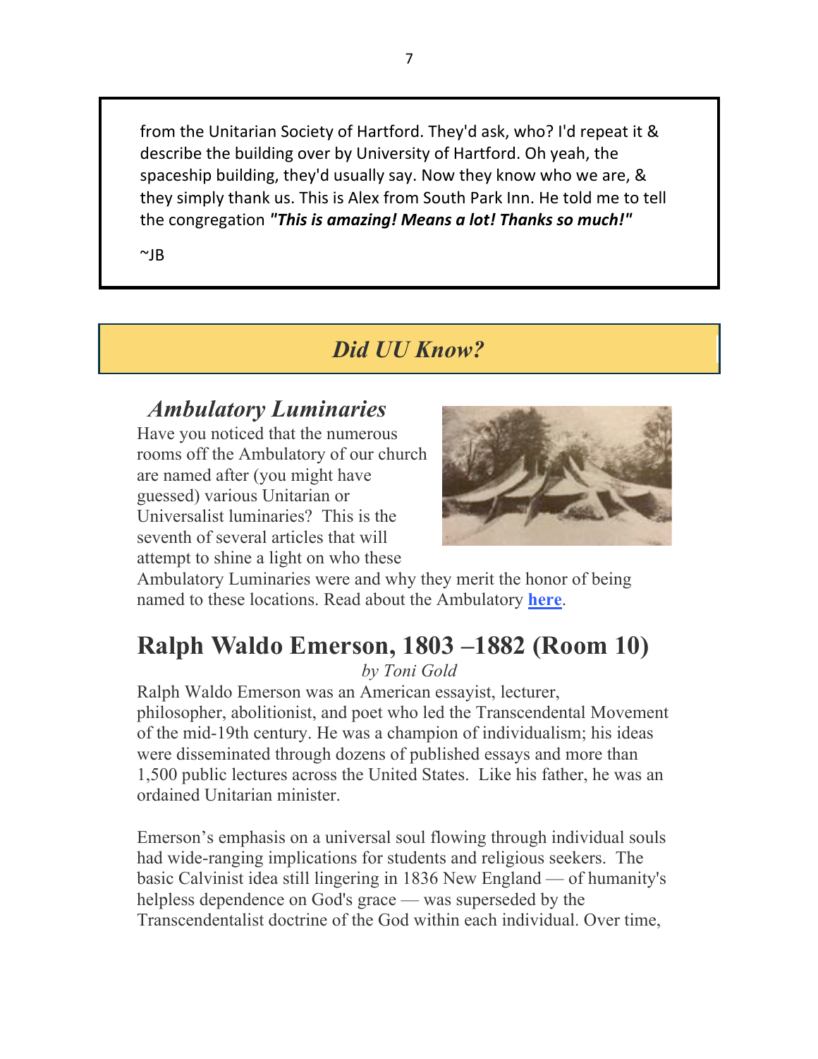from the Unitarian Society of Hartford. They'd ask, who? I'd repeat it & describe the building over by University of Hartford. Oh yeah, the spaceship building, they'd usually say. Now they know who we are, & they simply thank us. This is Alex from South Park Inn. He told me to tell the congregation ***"This is amazing! Means a lot! Thanks so much!"***

~JB

## *Did UU Know?*

### *Ambulatory Luminaries*

Have you noticed that the numerous rooms off the Ambulatory of our church are named after (you might have guessed) various Unitarian or Universalist luminaries? This is the seventh of several articles that will attempt to shine a light on who these Ambulatory Luminaries were and why they merit the honor of being named to these locations. Read about the Ambulatory **here**.

## Ralph Waldo Emerson, 1803 –1882 (Room 10)

*by Toni Gold*

Ralph Waldo Emerson was an American essayist, lecturer, philosopher, abolitionist, and poet who led the Transcendental Movement of the mid-19th century. He was a champion of individualism; his ideas were disseminated through dozens of published essays and more than 1,500 public lectures across the United States. Like his father, he was an ordained Unitarian minister.

Emerson's emphasis on a universal soul flowing through individual souls had wide-ranging implications for students and religious seekers. The basic Calvinist idea still lingering in 1836 New England — of humanity's helpless dependence on God's grace — was superseded by the Transcendentalist doctrine of the God within each individual. Over time,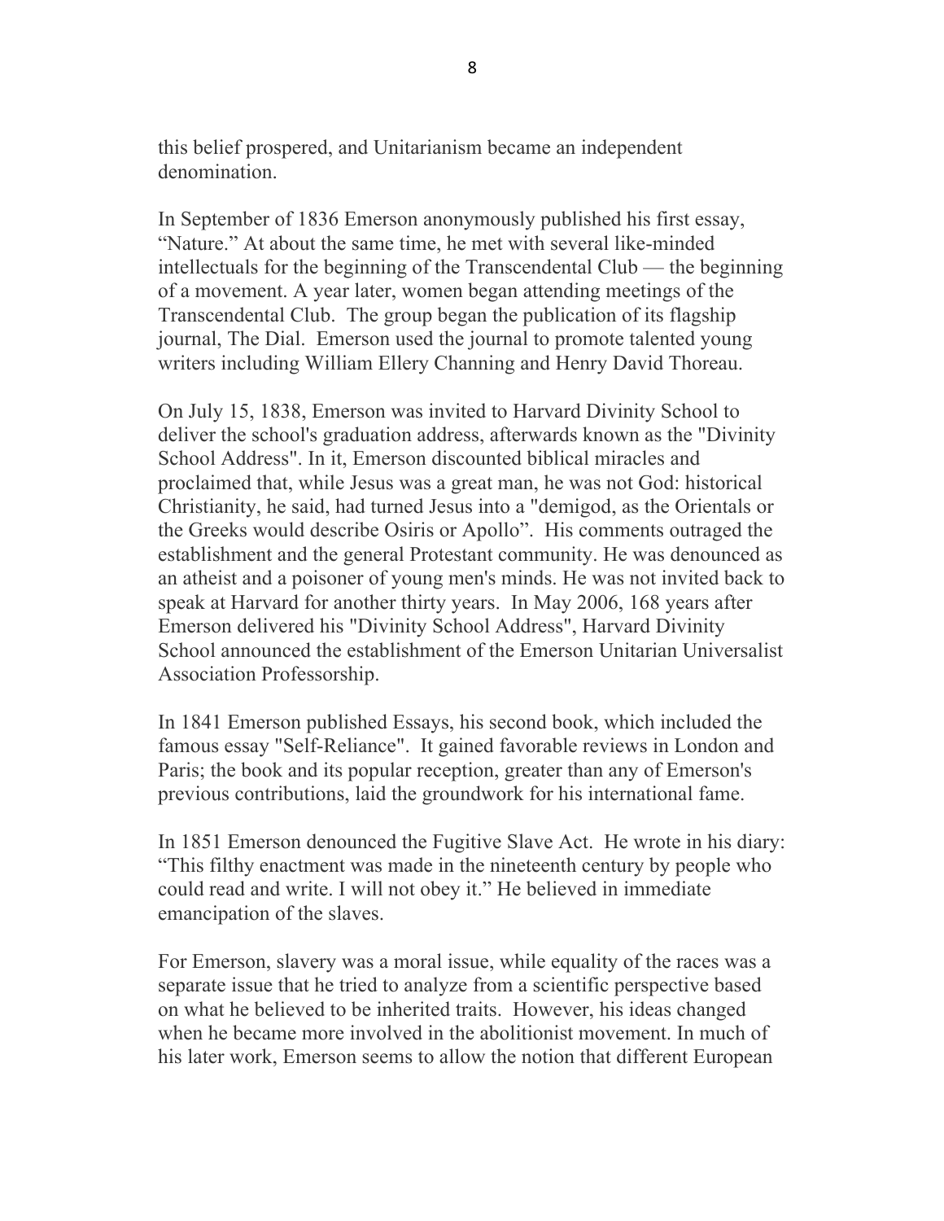this belief prospered, and Unitarianism became an independent denomination.

In September of 1836 Emerson anonymously published his first essay, "Nature." At about the same time, he met with several like-minded intellectuals for the beginning of the Transcendental Club — the beginning of a movement. A year later, women began attending meetings of the Transcendental Club. The group began the publication of its flagship journal, The Dial. Emerson used the journal to promote talented young writers including William Ellery Channing and Henry David Thoreau.

On July 15, 1838, Emerson was invited to Harvard Divinity School to deliver the school's graduation address, afterwards known as the "Divinity School Address". In it, Emerson discounted biblical miracles and proclaimed that, while Jesus was a great man, he was not God: historical Christianity, he said, had turned Jesus into a "demigod, as the Orientals or the Greeks would describe Osiris or Apollo". His comments outraged the establishment and the general Protestant community. He was denounced as an atheist and a poisoner of young men's minds. He was not invited back to speak at Harvard for another thirty years. In May 2006, 168 years after Emerson delivered his "Divinity School Address", Harvard Divinity School announced the establishment of the Emerson Unitarian Universalist Association Professorship.

In 1841 Emerson published Essays, his second book, which included the famous essay "Self-Reliance". It gained favorable reviews in London and Paris; the book and its popular reception, greater than any of Emerson's previous contributions, laid the groundwork for his international fame.

In 1851 Emerson denounced the Fugitive Slave Act. He wrote in his diary: "This filthy enactment was made in the nineteenth century by people who could read and write. I will not obey it." He believed in immediate emancipation of the slaves.

For Emerson, slavery was a moral issue, while equality of the races was a separate issue that he tried to analyze from a scientific perspective based on what he believed to be inherited traits. However, his ideas changed when he became more involved in the abolitionist movement. In much of his later work, Emerson seems to allow the notion that different European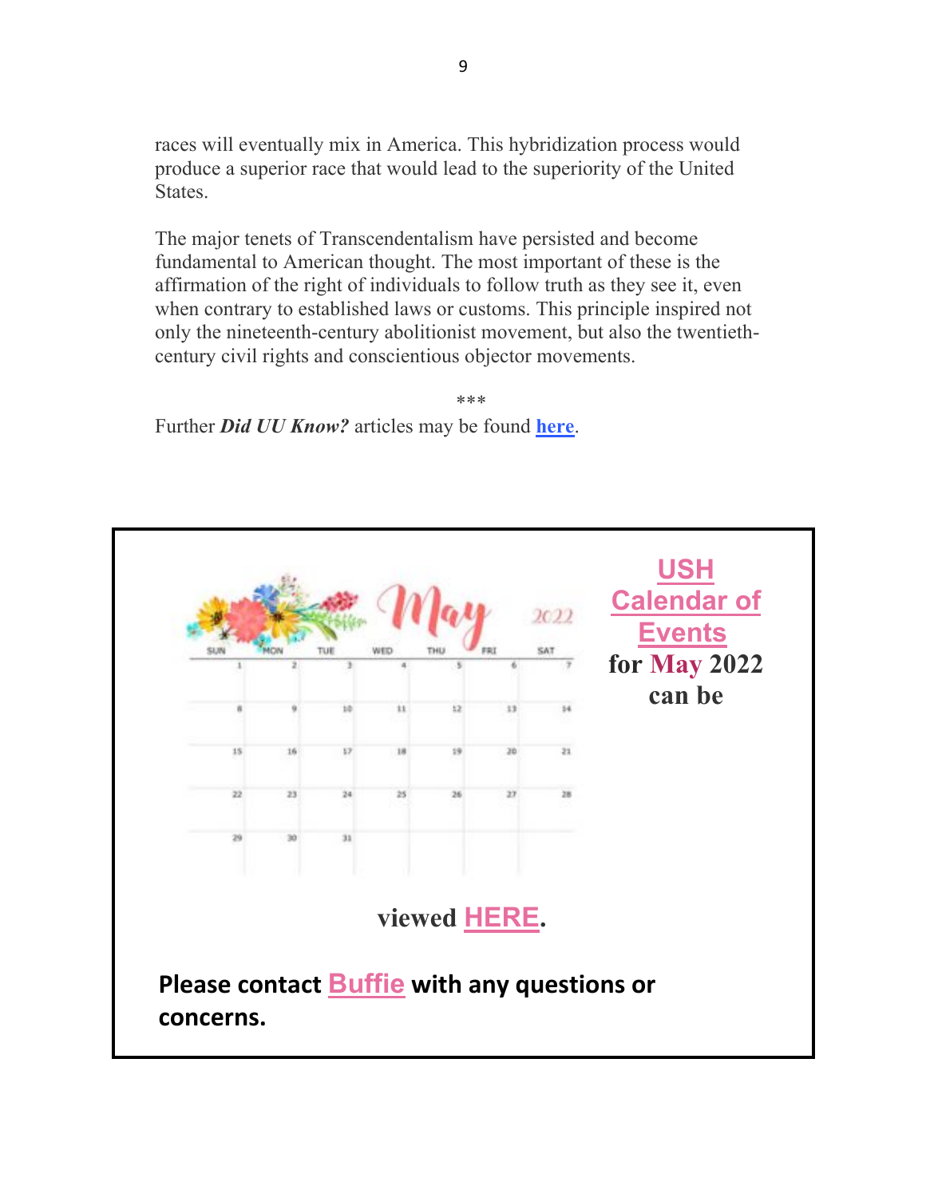races will eventually mix in America. This hybridization process would produce a superior race that would lead to the superiority of the United States.

The major tenets of Transcendentalism have persisted and become fundamental to American thought. The most important of these is the affirmation of the right of individuals to follow truth as they see it, even when contrary to established laws or customs. This principle inspired not only the nineteenth-century abolitionist movement, but also the twentieth-century civil rights and conscientious objector movements.

\*\*\*

Further ***Did UU Know?*** articles may be found **here**.

**USH Calendar of Events for May 2022 can be viewed HERE.**

**Please contact Buffie with any questions or concerns.**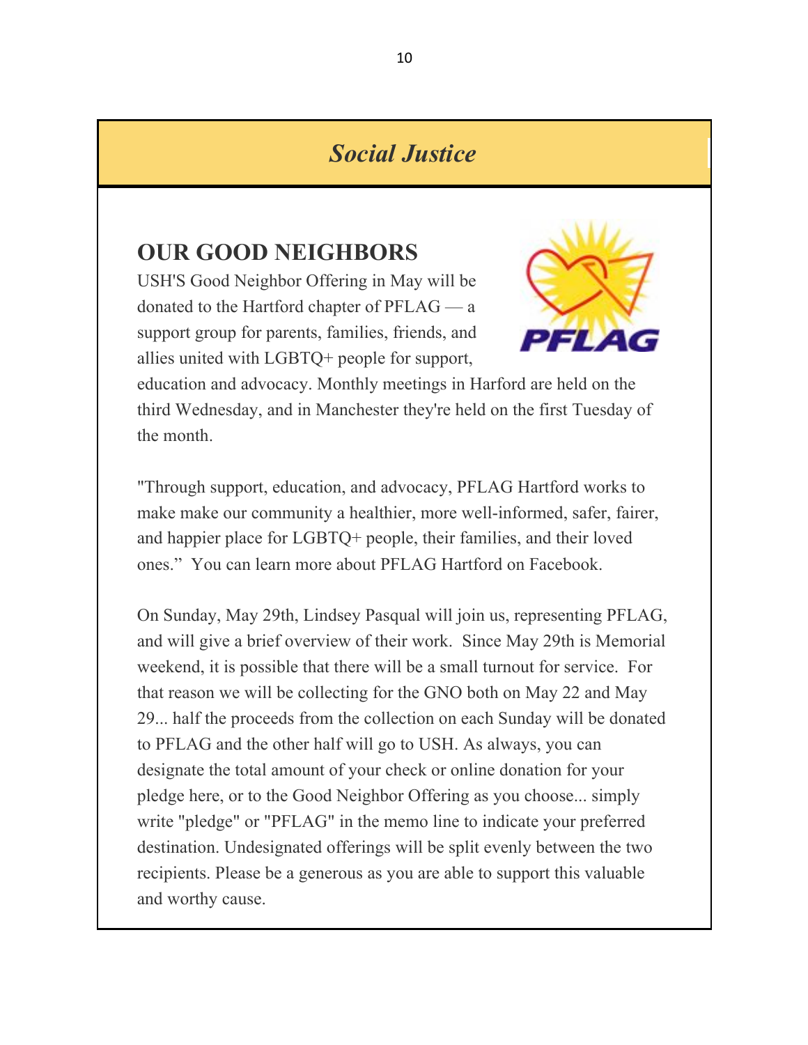## *Social Justice*

### OUR GOOD NEIGHBORS

USH'S Good Neighbor Offering in May will be donated to the Hartford chapter of PFLAG — a support group for parents, families, friends, and allies united with LGBTQ+ people for support, education and advocacy. Monthly meetings in Harford are held on the third Wednesday, and in Manchester they're held on the first Tuesday of the month.

"Through support, education, and advocacy, PFLAG Hartford works to make make our community a healthier, more well-informed, safer, fairer, and happier place for LGBTQ+ people, their families, and their loved ones." You can learn more about PFLAG Hartford on Facebook.

On Sunday, May 29th, Lindsey Pasqual will join us, representing PFLAG, and will give a brief overview of their work. Since May 29th is Memorial weekend, it is possible that there will be a small turnout for service. For that reason we will be collecting for the GNO both on May 22 and May 29... half the proceeds from the collection on each Sunday will be donated to PFLAG and the other half will go to USH. As always, you can designate the total amount of your check or online donation for your pledge here, or to the Good Neighbor Offering as you choose... simply write "pledge" or "PFLAG" in the memo line to indicate your preferred destination. Undesignated offerings will be split evenly between the two recipients. Please be a generous as you are able to support this valuable and worthy cause.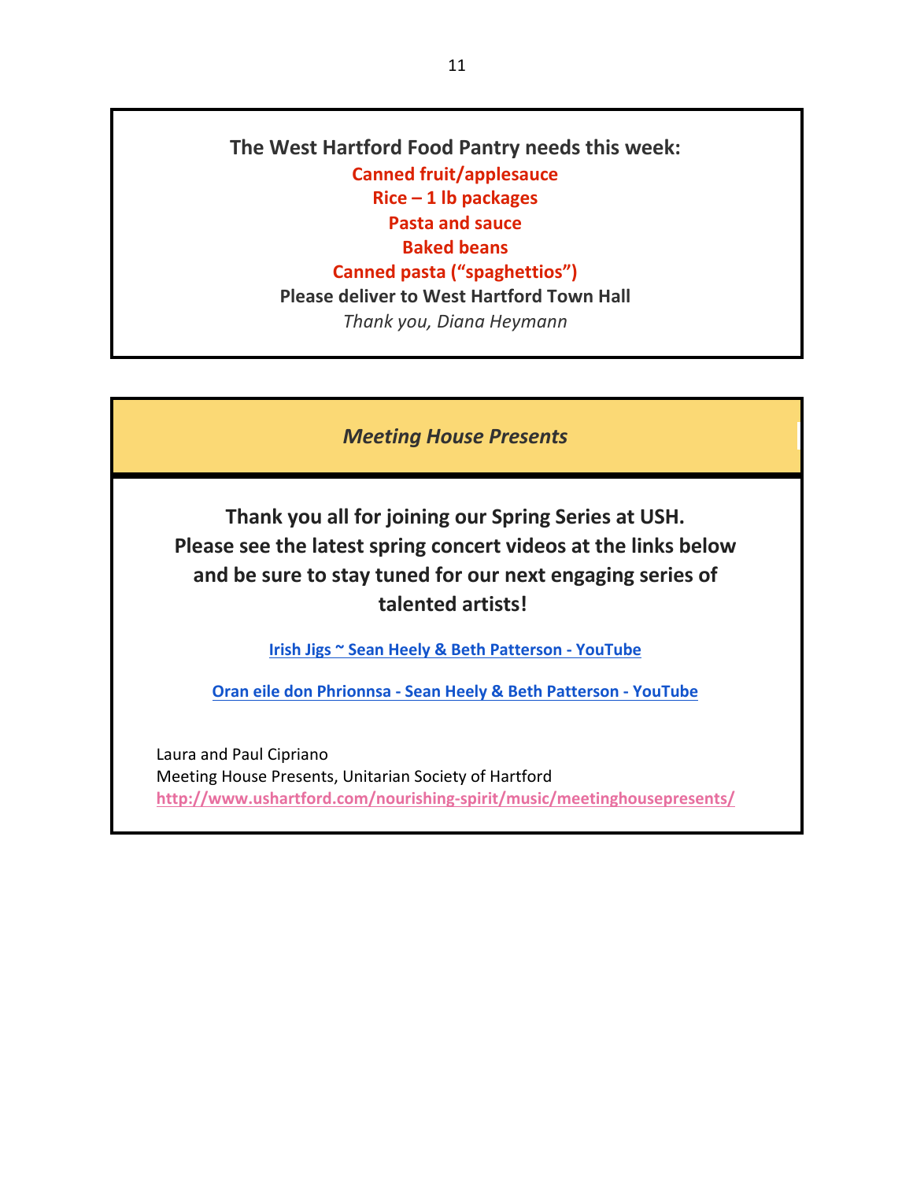**The West Hartford Food Pantry needs this week:**

**Canned fruit/applesauce**
**Rice – 1 lb packages**
**Pasta and sauce**
**Baked beans**
**Canned pasta ("spaghettios")**

**Please deliver to West Hartford Town Hall**

*Thank you, Diana Heymann*

---

***Meeting House Presents***

**Thank you all for joining our Spring Series at USH. Please see the latest spring concert videos at the links below and be sure to stay tuned for our next engaging series of talented artists!**

**Irish Jigs ~ Sean Heely & Beth Patterson - YouTube**

**Oran eile don Phrionnsa - Sean Heely & Beth Patterson - YouTube**

Laura and Paul Cipriano
Meeting House Presents, Unitarian Society of Hartford
http://www.ushartford.com/nourishing-spirit/music/meetinghousepresents/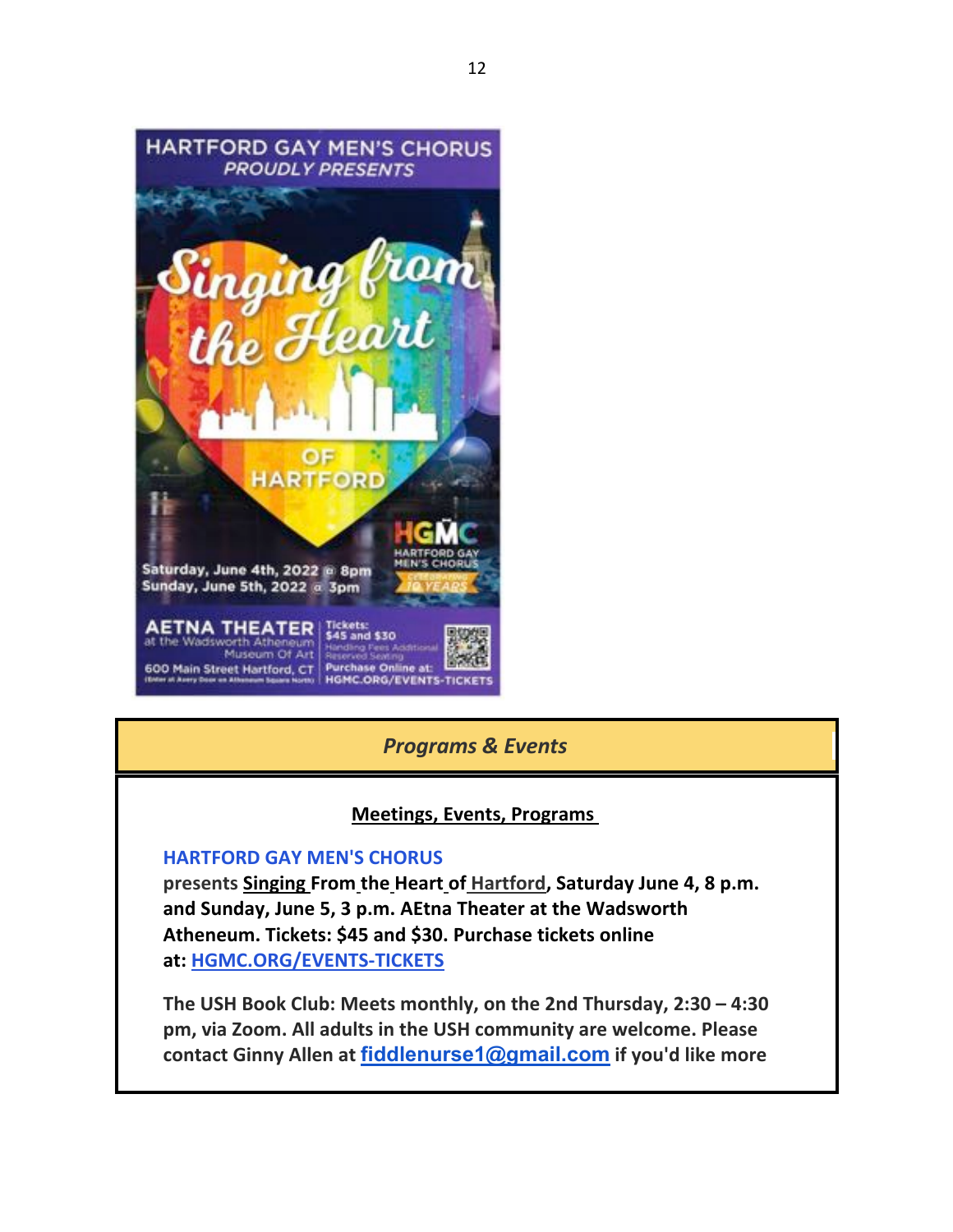HARTFORD GAY MEN'S CHORUS
*PROUDLY PRESENTS*

# Singing from the Heart OF HARTFORD

HGMC HARTFORD GAY MEN'S CHORUS CELEBRATING 10 YEARS

Saturday, June 4th, 2022 @ 8pm
Sunday, June 5th, 2022 @ 3pm

AETNA THEATER at the Wadsworth Atheneum Museum Of Art
600 Main Street Hartford, CT (Enter at Avery Door on Atheneum Square North)

Tickets: $45 and $30
Handling Fees Additional Reserved Seating
Purchase Online at: HGMC.ORG/EVENTS-TICKETS

## *Programs & Events*

### Meetings, Events, Programs

**HARTFORD GAY MEN'S CHORUS**
**presents Singing From the Heart of Hartford, Saturday June 4, 8 p.m. and Sunday, June 5, 3 p.m. AEtna Theater at the Wadsworth Atheneum. Tickets: $45 and $30. Purchase tickets online at: HGMC.ORG/EVENTS-TICKETS**

**The USH Book Club: Meets monthly, on the 2nd Thursday, 2:30 – 4:30 pm, via Zoom. All adults in the USH community are welcome. Please contact Ginny Allen at fiddlenurse1@gmail.com if you'd like more**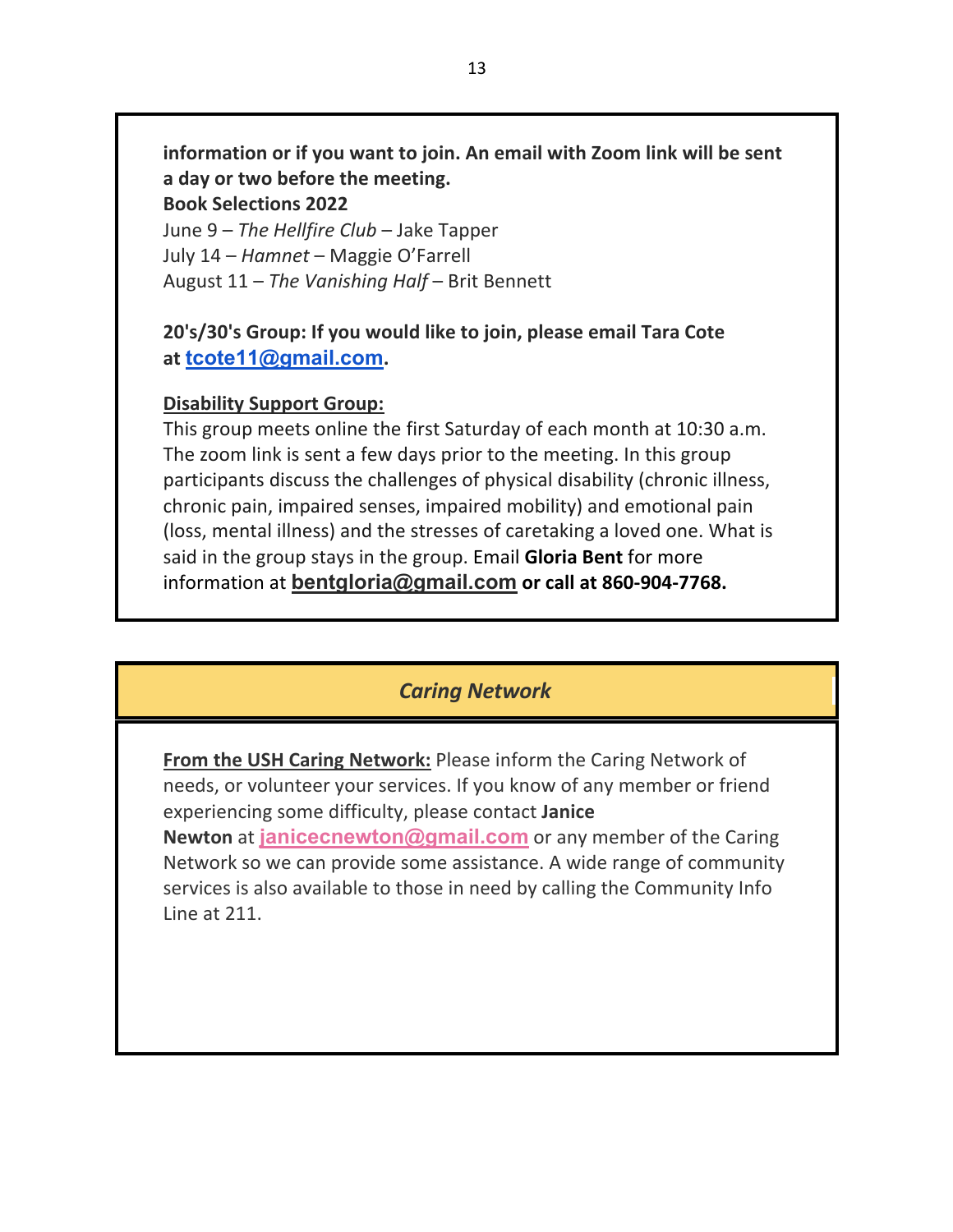**information or if you want to join. An email with Zoom link will be sent a day or two before the meeting.**

**Book Selections 2022**

June 9 – *The Hellfire Club* – Jake Tapper
July 14 – *Hamnet* – Maggie O'Farrell
August 11 – *The Vanishing Half* – Brit Bennett

**20's/30's Group: If you would like to join, please email Tara Cote at tcote11@gmail.com.**

**Disability Support Group:**

This group meets online the first Saturday of each month at 10:30 a.m. The zoom link is sent a few days prior to the meeting. In this group participants discuss the challenges of physical disability (chronic illness, chronic pain, impaired senses, impaired mobility) and emotional pain (loss, mental illness) and the stresses of caretaking a loved one. What is said in the group stays in the group. Email **Gloria Bent** for more information at bentgloria@gmail.com **or call at 860-904-7768.**

## *Caring Network*

**From the USH Caring Network:** Please inform the Caring Network of needs, or volunteer your services. If you know of any member or friend experiencing some difficulty, please contact **Janice Newton** at janicecnewton@gmail.com or any member of the Caring Network so we can provide some assistance. A wide range of community services is also available to those in need by calling the Community Info Line at 211.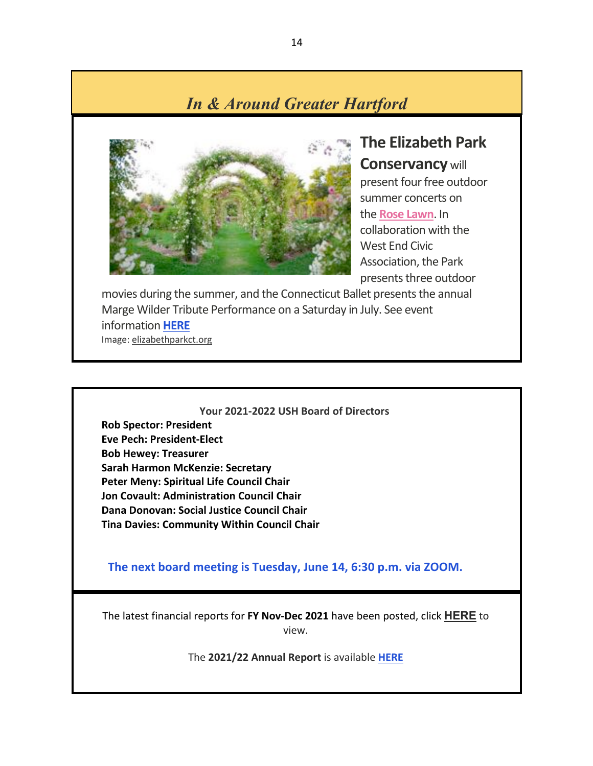## *In & Around Greater Hartford*

**The Elizabeth Park Conservancy** will present four free outdoor summer concerts on the **Rose Lawn**. In collaboration with the West End Civic Association, the Park presents three outdoor movies during the summer, and the Connecticut Ballet presents the annual Marge Wilder Tribute Performance on a Saturday in July. See event information **HERE**

Image: elizabethparkct.org

**Your 2021-2022 USH Board of Directors**

**Rob Spector: President**
**Eve Pech: President-Elect**
**Bob Hewey: Treasurer**
**Sarah Harmon McKenzie: Secretary**
**Peter Meny: Spiritual Life Council Chair**
**Jon Covault: Administration Council Chair**
**Dana Donovan: Social Justice Council Chair**
**Tina Davies: Community Within Council Chair**

**The next board meeting is Tuesday, June 14, 6:30 p.m. via ZOOM.**

The latest financial reports for **FY Nov-Dec 2021** have been posted, click **HERE** to view.

The **2021/22 Annual Report** is available **HERE**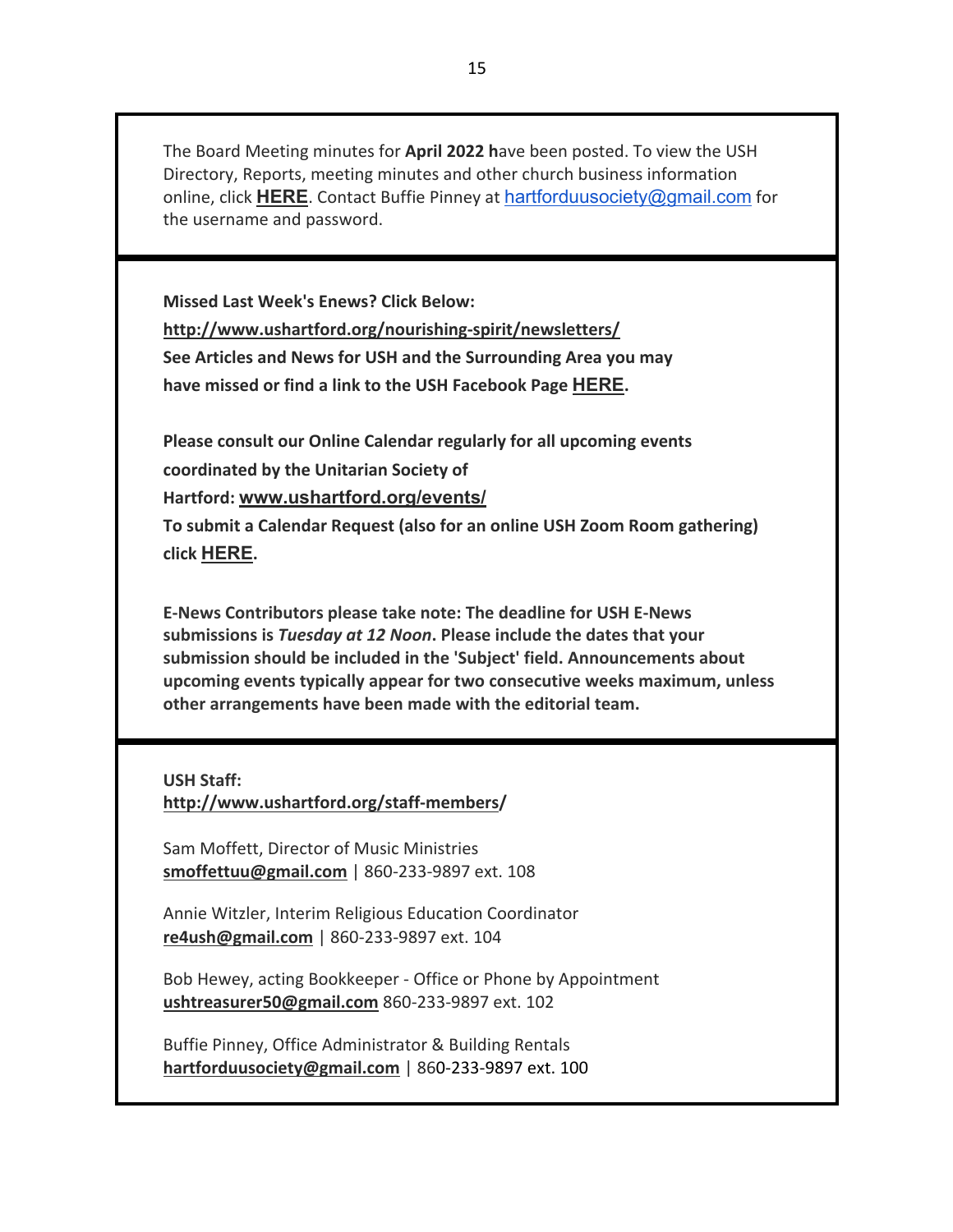The Board Meeting minutes for **April 2022 h**ave been posted. To view the USH Directory, Reports, meeting minutes and other church business information online, click **HERE**. Contact Buffie Pinney at hartforduusociety@gmail.com for the username and password.

---

**Missed Last Week's Enews? Click Below:**
**http://www.ushartford.org/nourishing-spirit/newsletters/**
**See Articles and News for USH and the Surrounding Area you may have missed or find a link to the USH Facebook Page HERE.**

**Please consult our Online Calendar regularly for all upcoming events coordinated by the Unitarian Society of Hartford: www.ushartford.org/events/**
**To submit a Calendar Request (also for an online USH Zoom Room gathering) click HERE.**

**E-News Contributors please take note: The deadline for USH E-News submissions is *Tuesday at 12 Noon*. Please include the dates that your submission should be included in the 'Subject' field. Announcements about upcoming events typically appear for two consecutive weeks maximum, unless other arrangements have been made with the editorial team.**

---

**USH Staff:**
**http://www.ushartford.org/staff-members/**

Sam Moffett, Director of Music Ministries
**smoffettuu@gmail.com** | 860-233-9897 ext. 108

Annie Witzler, Interim Religious Education Coordinator
**re4ush@gmail.com** | 860-233-9897 ext. 104

Bob Hewey, acting Bookkeeper - Office or Phone by Appointment
**ushtreasurer50@gmail.com** 860-233-9897 ext. 102

Buffie Pinney, Office Administrator & Building Rentals
**hartforduusociety@gmail.com** | 860-233-9897 ext. 100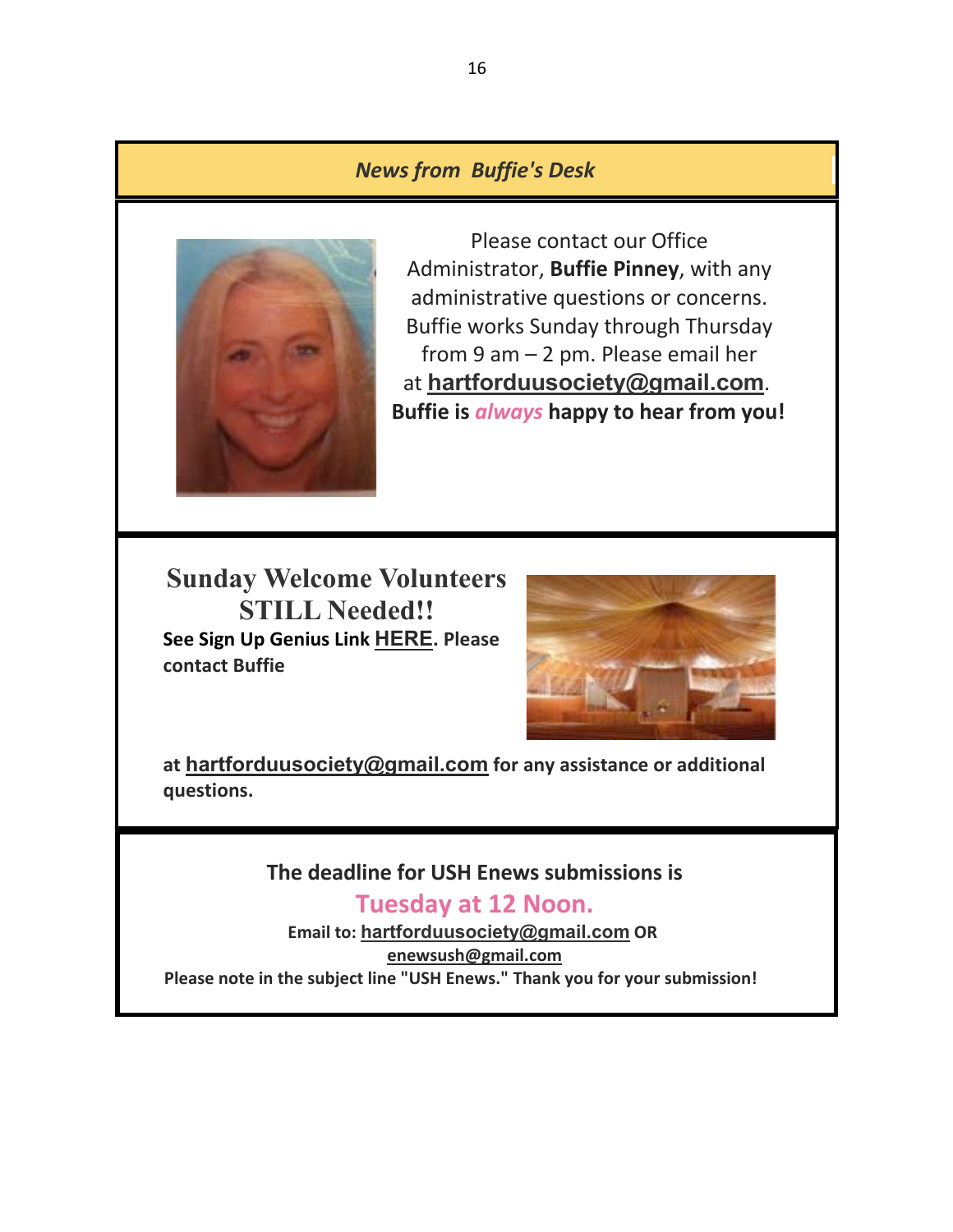## *News from Buffie's Desk*

Please contact our Office Administrator, **Buffie Pinney**, with any administrative questions or concerns. Buffie works Sunday through Thursday from 9 am – 2 pm. Please email her at **hartforduusociety@gmail.com**.

**Buffie is *always* happy to hear from you!**

## Sunday Welcome Volunteers STILL Needed!!

**See Sign Up Genius Link HERE. Please contact Buffie at hartforduusociety@gmail.com for any assistance or additional questions.**

**The deadline for USH Enews submissions is**

**Tuesday at 12 Noon.**

**Email to: hartforduusociety@gmail.com OR enewsush@gmail.com**

**Please note in the subject line "USH Enews." Thank you for your submission!**